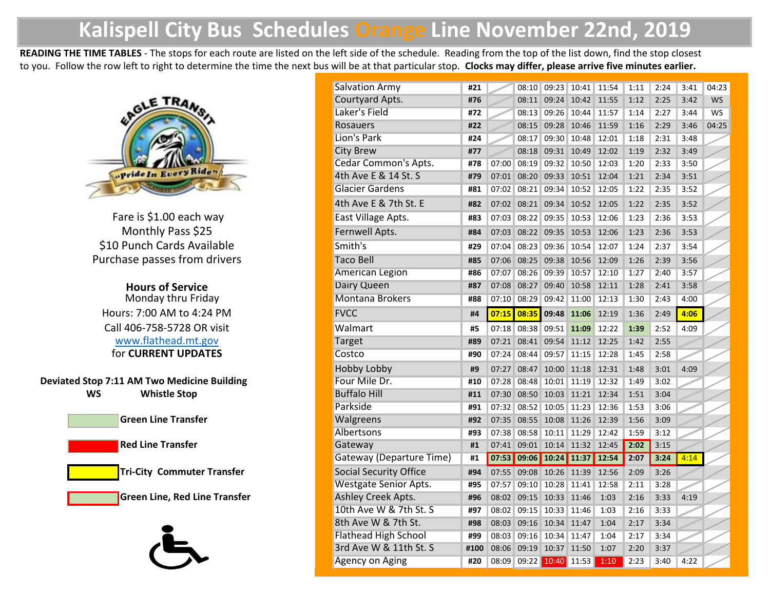# Kalispell City Bus Schedules Orange Line November 22nd, 2019

**READING THE TIME TABLES** - The stops for each route are listed on the left side of the schedule. Reading from the top of the list down, find the stop closest to you. Follow the row left to right to determine the time the next bus will be at that particular stop. **Clocks may differ, please arrive five minutes earlier.**

EAGLE TRANSIT
"Pride In Every Ride"

Fare is $1.00 each way
Monthly Pass $25
$10 Punch Cards Available
Purchase passes from drivers

**Hours of Service**
Monday thru Friday
Hours: 7:00 AM to 4:24 PM
Call 406-758-5728 OR visit
www.flathead.mt.gov
for **CURRENT UPDATES**

**Deviated Stop 7:11 AM Two Medicine Building**
**WS Whistle Stop**

**Green Line Transfer**

**Red Line Transfer**

**Tri-City Commuter Transfer**

**Green Line, Red Line Transfer**

| Stop | # | | | | | | | | | |
|---|---|---|---|---|---|---|---|---|---|---|
| Salvation Army | #21 | | 08:10 | 09:23 | 10:41 | 11:54 | 1:11 | 2:24 | 3:41 | 04:23 |
| Courtyard Apts. | #76 | | 08:11 | 09:24 | 10:42 | 11:55 | 1:12 | 2:25 | 3:42 | WS |
| Laker's Field | #72 | | 08:13 | 09:26 | 10:44 | 11:57 | 1:14 | 2:27 | 3:44 | WS |
| Rosauers | #22 | | 08:15 | 09:28 | 10:46 | 11:59 | 1:16 | 2:29 | 3:46 | 04:25 |
| Lion's Park | #24 | | 08:17 | 09:30 | 10:48 | 12:01 | 1:18 | 2:31 | 3:48 | |
| City Brew | #77 | | 08:18 | 09:31 | 10:49 | 12:02 | 1:19 | 2:32 | 3:49 | |
| Cedar Common's Apts. | #78 | 07:00 | 08:19 | 09:32 | 10:50 | 12:03 | 1:20 | 2:33 | 3:50 | |
| 4th Ave E & 14 St. S | #79 | 07:01 | 08:20 | 09:33 | 10:51 | 12:04 | 1:21 | 2:34 | 3:51 | |
| Glacier Gardens | #81 | 07:02 | 08:21 | 09:34 | 10:52 | 12:05 | 1:22 | 2:35 | 3:52 | |
| 4th Ave E & 7th St. E | #82 | 07:02 | 08:21 | 09:34 | 10:52 | 12:05 | 1:22 | 2:35 | 3:52 | |
| East Village Apts. | #83 | 07:03 | 08:22 | 09:35 | 10:53 | 12:06 | 1:23 | 2:36 | 3:53 | |
| Fernwell Apts. | #84 | 07:03 | 08:22 | 09:35 | 10:53 | 12:06 | 1:23 | 2:36 | 3:53 | |
| Smith's | #29 | 07:04 | 08:23 | 09:36 | 10:54 | 12:07 | 1:24 | 2:37 | 3:54 | |
| Taco Bell | #85 | 07:06 | 08:25 | 09:38 | 10:56 | 12:09 | 1:26 | 2:39 | 3:56 | |
| American Legion | #86 | 07:07 | 08:26 | 09:39 | 10:57 | 12:10 | 1:27 | 2:40 | 3:57 | |
| Dairy Queen | #87 | 07:08 | 08:27 | 09:40 | 10:58 | 12:11 | 1:28 | 2:41 | 3:58 | |
| Montana Brokers | #88 | 07:10 | 08:29 | 09:42 | 11:00 | 12:13 | 1:30 | 2:43 | 4:00 | |
| FVCC | #4 | 07:15 | 08:35 | 09:48 | 11:06 | 12:19 | 1:36 | 2:49 | 4:06 | |
| Walmart | #5 | 07:18 | 08:38 | 09:51 | 11:09 | 12:22 | 1:39 | 2:52 | 4:09 | |
| Target | #89 | 07:21 | 08:41 | 09:54 | 11:12 | 12:25 | 1:42 | 2:55 | | |
| Costco | #90 | 07:24 | 08:44 | 09:57 | 11:15 | 12:28 | 1:45 | 2:58 | | |
| Hobby Lobby | #9 | 07:27 | 08:47 | 10:00 | 11:18 | 12:31 | 1:48 | 3:01 | 4:09 | |
| Four Mile Dr. | #10 | 07:28 | 08:48 | 10:01 | 11:19 | 12:32 | 1:49 | 3:02 | | |
| Buffalo Hill | #11 | 07:30 | 08:50 | 10:03 | 11:21 | 12:34 | 1:51 | 3:04 | | |
| Parkside | #91 | 07:32 | 08:52 | 10:05 | 11:23 | 12:36 | 1:53 | 3:06 | | |
| Walgreens | #92 | 07:35 | 08:55 | 10:08 | 11:26 | 12:39 | 1:56 | 3:09 | | |
| Albertsons | #93 | 07:38 | 08:58 | 10:11 | 11:29 | 12:42 | 1:59 | 3:12 | | |
| Gateway | #1 | 07:41 | 09:01 | 10:14 | 11:32 | 12:45 | 2:02 | 3:15 | | |
| Gateway (Departure Time) | #1 | 07:53 | 09:06 | 10:24 | 11:37 | 12:54 | 2:07 | 3:24 | 4:14 | |
| Social Security Office | #94 | 07:55 | 09:08 | 10:26 | 11:39 | 12:56 | 2:09 | 3:26 | | |
| Westgate Senior Apts. | #95 | 07:57 | 09:10 | 10:28 | 11:41 | 12:58 | 2:11 | 3:28 | | |
| Ashley Creek Apts. | #96 | 08:02 | 09:15 | 10:33 | 11:46 | 1:03 | 2:16 | 3:33 | 4:19 | |
| 10th Ave W & 7th St. S | #97 | 08:02 | 09:15 | 10:33 | 11:46 | 1:03 | 2:16 | 3:33 | | |
| 8th Ave W & 7th St. | #98 | 08:03 | 09:16 | 10:34 | 11:47 | 1:04 | 2:17 | 3:34 | | |
| Flathead High School | #99 | 08:03 | 09:16 | 10:34 | 11:47 | 1:04 | 2:17 | 3:34 | | |
| 3rd Ave W & 11th St. S | #100 | 08:06 | 09:19 | 10:37 | 11:50 | 1:07 | 2:20 | 3:37 | | |
| Agency on Aging | #20 | 08:09 | 09:22 | 10:40 | 11:53 | 1:10 | 2:23 | 3:40 | 4:22 | |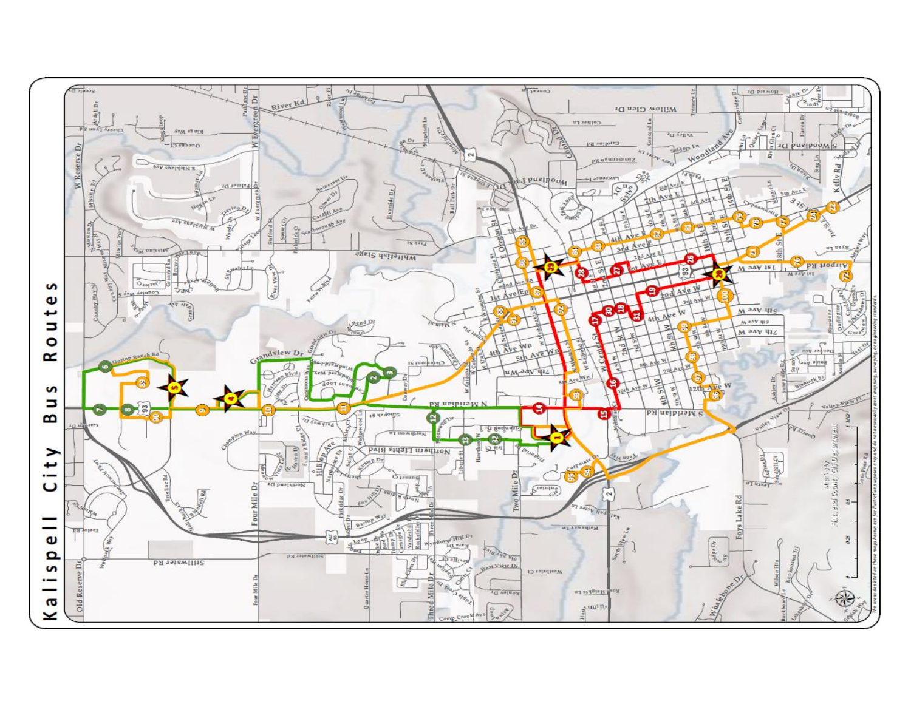# Kalispell City Bus Routes

The areas depicted on these maps herein are for illustrative purposes only and do not necessarily meet mapping, surveying, or engineering standards.